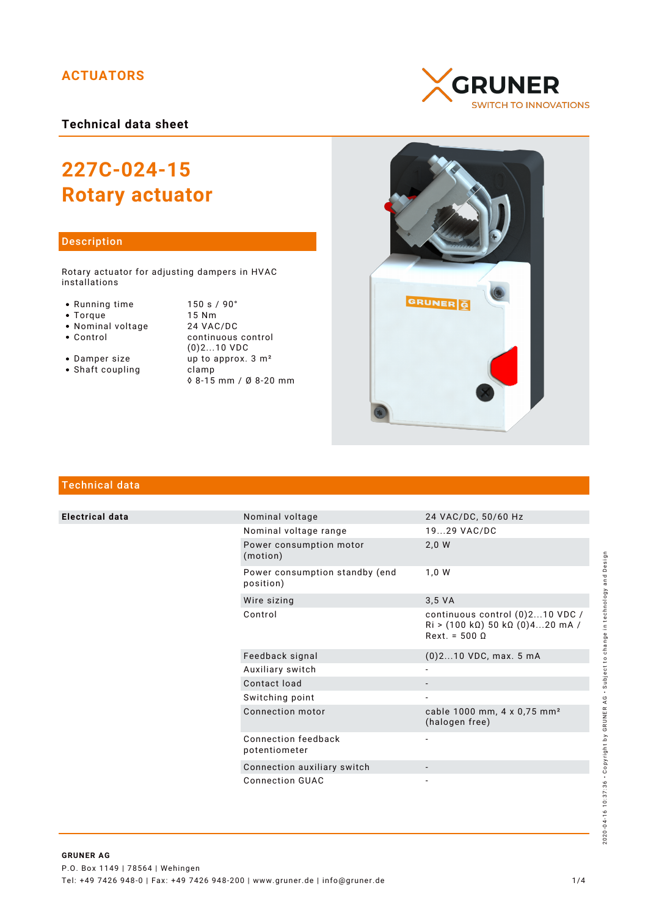ACTUATORS

GRUNER
SWITCH TO INNOVATIONS

**Technical data sheet**

# 227C-024-15
# Rotary actuator

## Description

Rotary actuator for adjusting dampers in HVAC installations

- Running time — 150 s / 90°
- Torque — 15 Nm
- Nominal voltage — 24 VAC/DC
- Control — continuous control (0)2...10 VDC
- Damper size — up to approx. 3 m²
- Shaft coupling — clamp ◊ 8-15 mm / Ø 8-20 mm

## Technical data

| | | |
|---|---|---|
| **Electrical data** | Nominal voltage | 24 VAC/DC, 50/60 Hz |
| | Nominal voltage range | 19...29 VAC/DC |
| | Power consumption motor (motion) | 2,0 W |
| | Power consumption standby (end position) | 1,0 W |
| | Wire sizing | 3,5 VA |
| | Control | continuous control (0)2...10 VDC / Ri > (100 kΩ) 50 kΩ (0)4...20 mA / Rext. = 500 Ω |
| | Feedback signal | (0)2...10 VDC, max. 5 mA |
| | Auxiliary switch | - |
| | Contact load | - |
| | Switching point | - |
| | Connection motor | cable 1000 mm, 4 x 0,75 mm² (halogen free) |
| | Connection feedback potentiometer | - |
| | Connection auxiliary switch | - |
| | Connection GUAC | - |

2020-04-16 10:37:36 · Copyright by GRUNER AG · Subject to change in technology and Design

**GRUNER AG**
P.O. Box 1149 | 78564 | Wehingen
Tel: +49 7426 948-0 | Fax: +49 7426 948-200 | www.gruner.de | info@gruner.de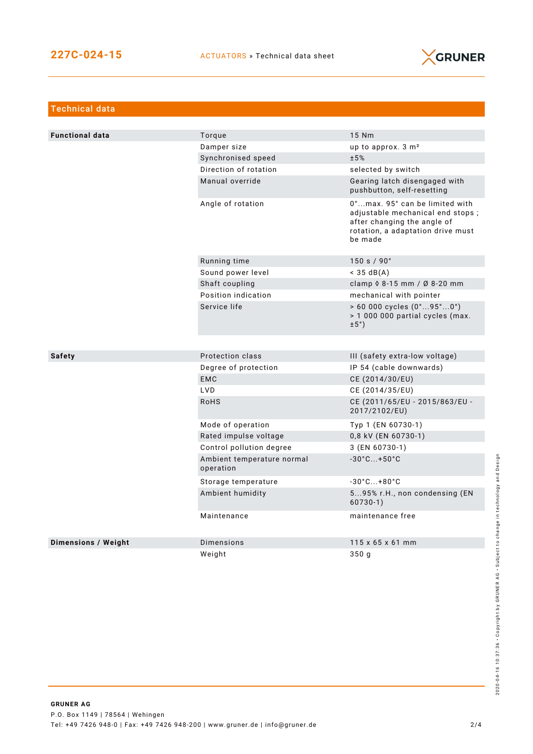## Technical data

| | | |
|---|---|---|
| **Functional data** | Torque | 15 Nm |
| | Damper size | up to approx. 3 m² |
| | Synchronised speed | ±5% |
| | Direction of rotation | selected by switch |
| | Manual override | Gearing latch disengaged with pushbutton, self-resetting |
| | Angle of rotation | 0°...max. 95° can be limited with adjustable mechanical end stops ; after changing the angle of rotation, a adaptation drive must be made |
| | Running time | 150 s / 90° |
| | Sound power level | < 35 dB(A) |
| | Shaft coupling | clamp ◊ 8-15 mm / Ø 8-20 mm |
| | Position indication | mechanical with pointer |
| | Service life | > 60 000 cycles (0°...95°...0°)<br>> 1 000 000 partial cycles (max. ±5°) |
| **Safety** | Protection class | III (safety extra-low voltage) |
| | Degree of protection | IP 54 (cable downwards) |
| | EMC | CE (2014/30/EU) |
| | LVD | CE (2014/35/EU) |
| | RoHS | CE (2011/65/EU - 2015/863/EU - 2017/2102/EU) |
| | Mode of operation | Typ 1 (EN 60730-1) |
| | Rated impulse voltage | 0,8 kV (EN 60730-1) |
| | Control pollution degree | 3 (EN 60730-1) |
| | Ambient temperature normal operation | -30°C...+50°C |
| | Storage temperature | -30°C...+80°C |
| | Ambient humidity | 5...95% r.H., non condensing (EN 60730-1) |
| | Maintenance | maintenance free |
| **Dimensions / Weight** | Dimensions | 115 x 65 x 61 mm |
| | Weight | 350 g |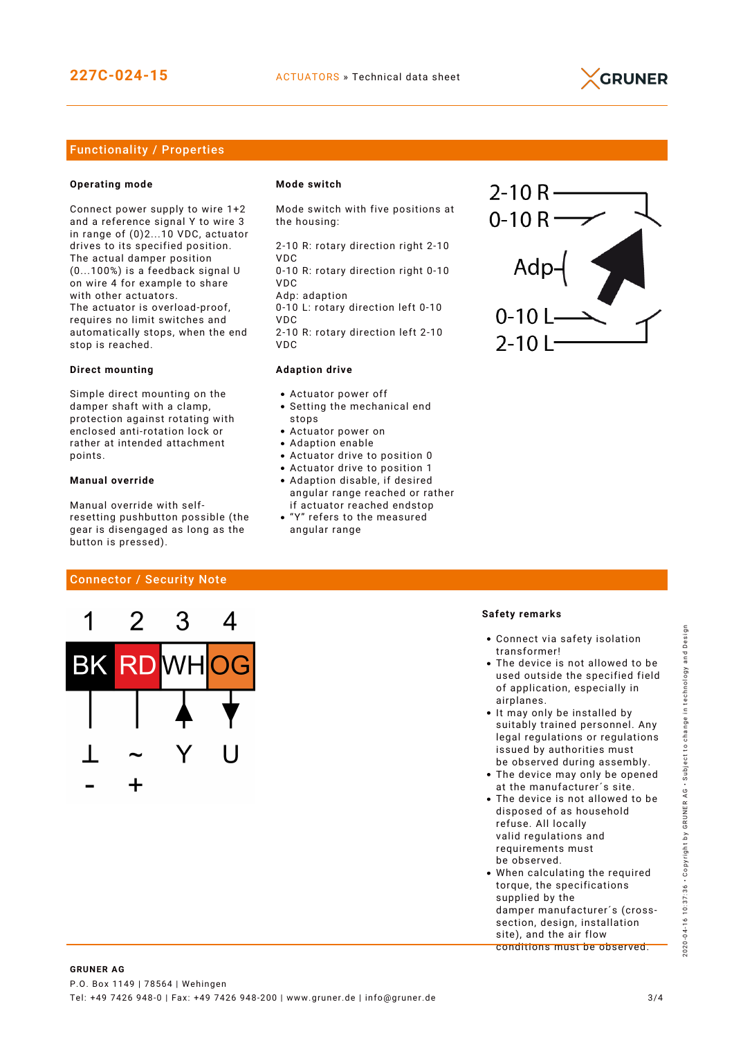## Functionality / Properties

### Operating mode

Connect power supply to wire 1+2 and a reference signal Y to wire 3 in range of (0)2...10 VDC, actuator drives to its specified position. The actual damper position (0...100%) is a feedback signal U on wire 4 for example to share with other actuators.
The actuator is overload-proof, requires no limit switches and automatically stops, when the end stop is reached.

### Direct mounting

Simple direct mounting on the damper shaft with a clamp, protection against rotating with enclosed anti-rotation lock or rather at intended attachment points.

### Manual override

Manual override with self-resetting pushbutton possible (the gear is disengaged as long as the button is pressed).

### Mode switch

Mode switch with five positions at the housing:

2-10 R: rotary direction right 2-10 VDC
0-10 R: rotary direction right 0-10 VDC
Adp: adaption
0-10 L: rotary direction left 0-10 VDC
2-10 R: rotary direction left 2-10 VDC

### Adaption drive

- Actuator power off
- Setting the mechanical end stops
- Actuator power on
- Adaption enable
- Actuator drive to position 0
- Actuator drive to position 1
- Adaption disable, if desired angular range reached or rather if actuator reached endstop
- "Y" refers to the measured angular range

2-10 R
0-10 R
Adp
0-10 L
2-10 L

## Connector / Security Note

| 1 | 2 | 3 | 4 |
|---|---|---|---|
| BK | RD | WH | OG |
| ⊥ | ~ | Y | U |
| - | + | | |

### Safety remarks

- Connect via safety isolation transformer!
- The device is not allowed to be used outside the specified field of application, especially in airplanes.
- It may only be installed by suitably trained personnel. Any legal regulations or regulations issued by authorities must be observed during assembly.
- The device may only be opened at the manufacturer´s site.
- The device is not allowed to be disposed of as household refuse. All locally valid regulations and requirements must be observed.
- When calculating the required torque, the specifications supplied by the damper manufacturer´s (cross-section, design, installation site), and the air flow conditions must be observed.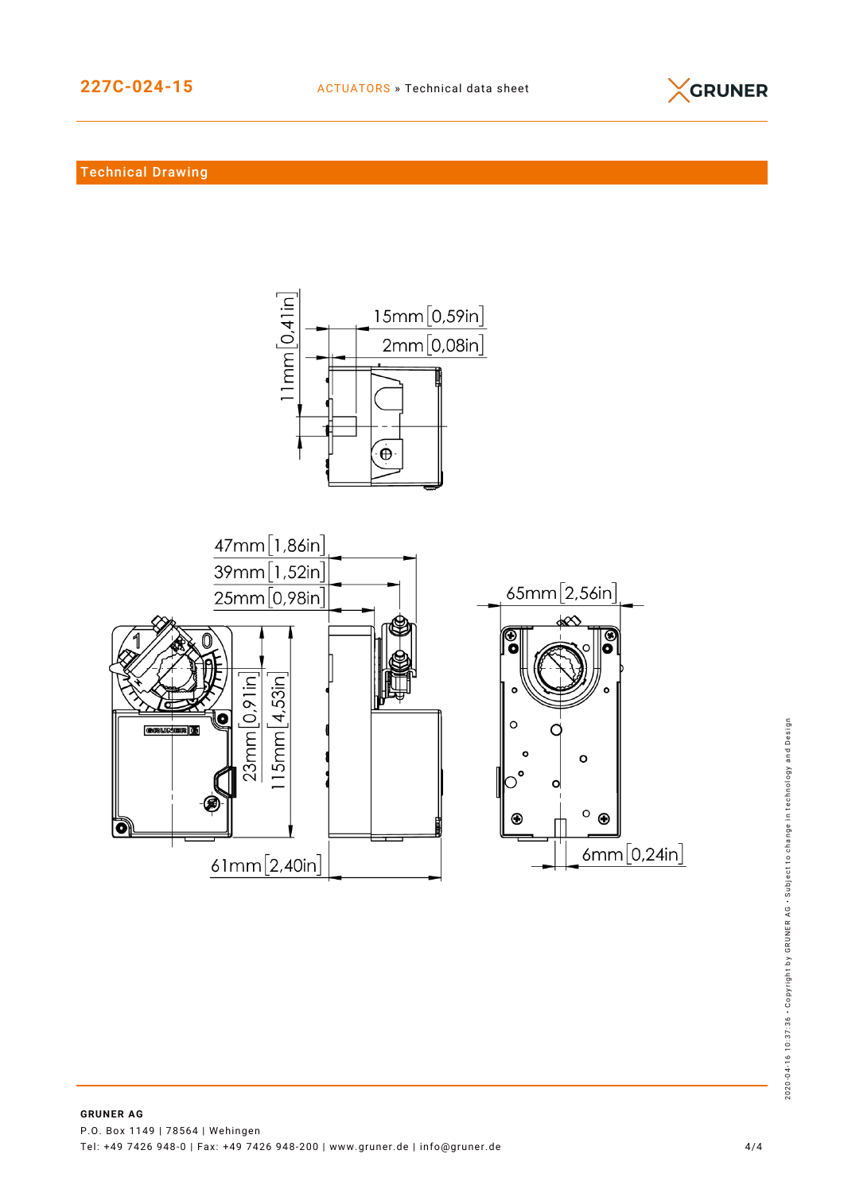## Technical Drawing

15mm [0,59in]

2mm [0,08in]

11mm [0,41in]

47mm [1,86in]

39mm [1,52in]

25mm [0,98in]

23mm [0,91in]

115mm [4,53in]

61mm [2,40in]

65mm [2,56in]

6mm [0,24in]

**GRUNER AG**

P.O. Box 1149 | 78564 | Wehingen

Tel: +49 7426 948-0 | Fax: +49 7426 948-200 | www.gruner.de | info@gruner.de